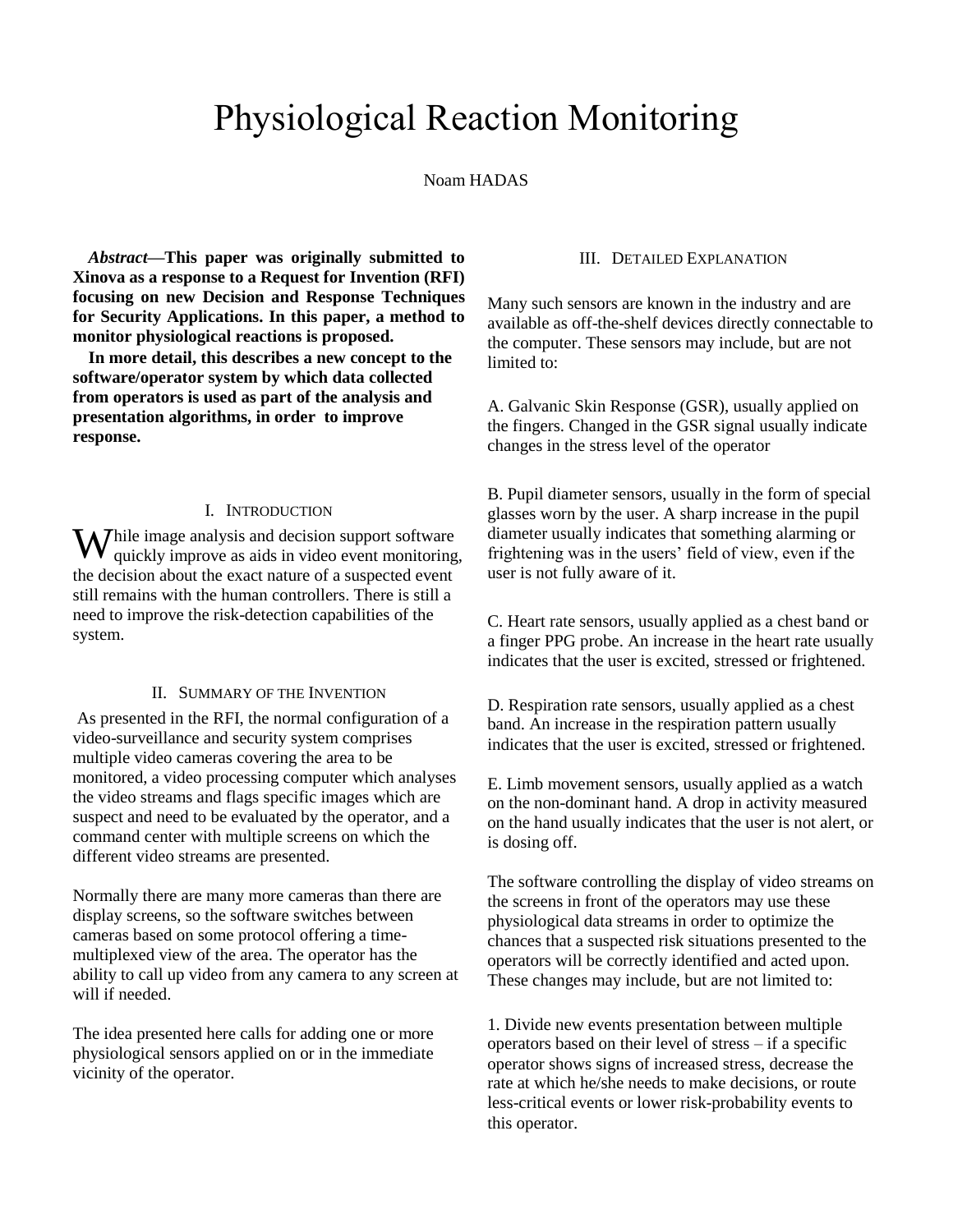# Physiological Reaction Monitoring

Noam HADAS

***Abstract*—This paper was originally submitted to Xinova as a response to a Request for Invention (RFI) focusing on new Decision and Response Techniques for Security Applications. In this paper, a method to monitor physiological reactions is proposed.**

**In more detail, this describes a new concept to the software/operator system by which data collected from operators is used as part of the analysis and presentation algorithms, in order to improve response.**

## I. Introduction

While image analysis and decision support software quickly improve as aids in video event monitoring, the decision about the exact nature of a suspected event still remains with the human controllers. There is still a need to improve the risk-detection capabilities of the system.

## II. Summary of the Invention

As presented in the RFI, the normal configuration of a video-surveillance and security system comprises multiple video cameras covering the area to be monitored, a video processing computer which analyses the video streams and flags specific images which are suspect and need to be evaluated by the operator, and a command center with multiple screens on which the different video streams are presented.

Normally there are many more cameras than there are display screens, so the software switches between cameras based on some protocol offering a time-multiplexed view of the area. The operator has the ability to call up video from any camera to any screen at will if needed.

The idea presented here calls for adding one or more physiological sensors applied on or in the immediate vicinity of the operator.

## III. Detailed Explanation

Many such sensors are known in the industry and are available as off-the-shelf devices directly connectable to the computer. These sensors may include, but are not limited to:

A. Galvanic Skin Response (GSR), usually applied on the fingers. Changed in the GSR signal usually indicate changes in the stress level of the operator

B. Pupil diameter sensors, usually in the form of special glasses worn by the user. A sharp increase in the pupil diameter usually indicates that something alarming or frightening was in the users' field of view, even if the user is not fully aware of it.

C. Heart rate sensors, usually applied as a chest band or a finger PPG probe. An increase in the heart rate usually indicates that the user is excited, stressed or frightened.

D. Respiration rate sensors, usually applied as a chest band. An increase in the respiration pattern usually indicates that the user is excited, stressed or frightened.

E. Limb movement sensors, usually applied as a watch on the non-dominant hand. A drop in activity measured on the hand usually indicates that the user is not alert, or is dosing off.

The software controlling the display of video streams on the screens in front of the operators may use these physiological data streams in order to optimize the chances that a suspected risk situations presented to the operators will be correctly identified and acted upon. These changes may include, but are not limited to:

1. Divide new events presentation between multiple operators based on their level of stress – if a specific operator shows signs of increased stress, decrease the rate at which he/she needs to make decisions, or route less-critical events or lower risk-probability events to this operator.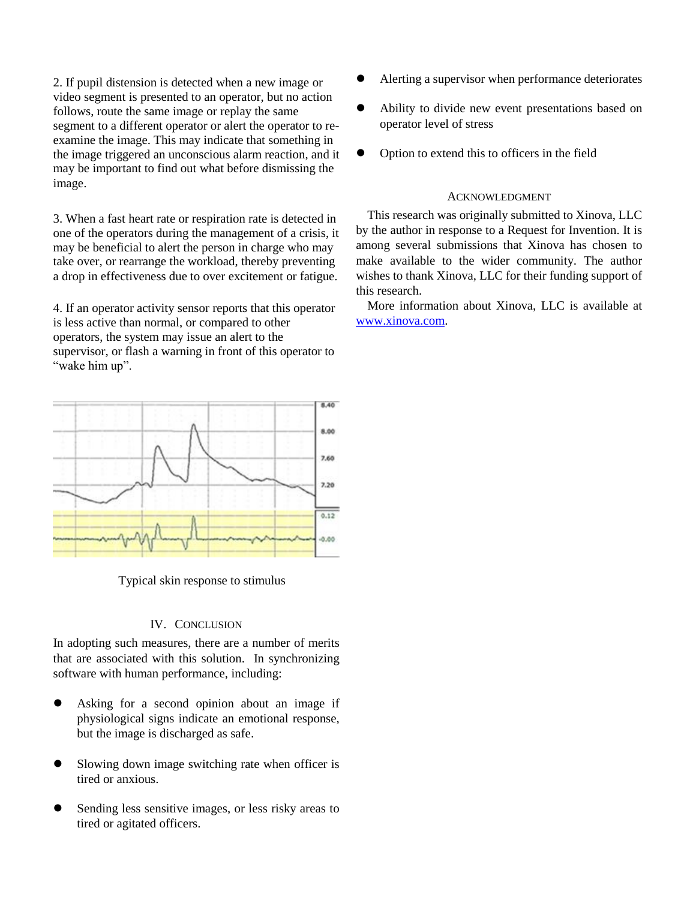2. If pupil distension is detected when a new image or video segment is presented to an operator, but no action follows, route the same image or replay the same segment to a different operator or alert the operator to re-examine the image. This may indicate that something in the image triggered an unconscious alarm reaction, and it may be important to find out what before dismissing the image.

3. When a fast heart rate or respiration rate is detected in one of the operators during the management of a crisis, it may be beneficial to alert the person in charge who may take over, or rearrange the workload, thereby preventing a drop in effectiveness due to over excitement or fatigue.

4. If an operator activity sensor reports that this operator is less active than normal, or compared to other operators, the system may issue an alert to the supervisor, or flash a warning in front of this operator to "wake him up".

8.40
8.00
7.60
7.20
0.12
-0.00

Typical skin response to stimulus

## IV. Conclusion

In adopting such measures, there are a number of merits that are associated with this solution. In synchronizing software with human performance, including:

- Asking for a second opinion about an image if physiological signs indicate an emotional response, but the image is discharged as safe.
- Slowing down image switching rate when officer is tired or anxious.
- Sending less sensitive images, or less risky areas to tired or agitated officers.
- Alerting a supervisor when performance deteriorates
- Ability to divide new event presentations based on operator level of stress
- Option to extend this to officers in the field

## Acknowledgment

This research was originally submitted to Xinova, LLC by the author in response to a Request for Invention. It is among several submissions that Xinova has chosen to make available to the wider community. The author wishes to thank Xinova, LLC for their funding support of this research.

More information about Xinova, LLC is available at www.xinova.com.